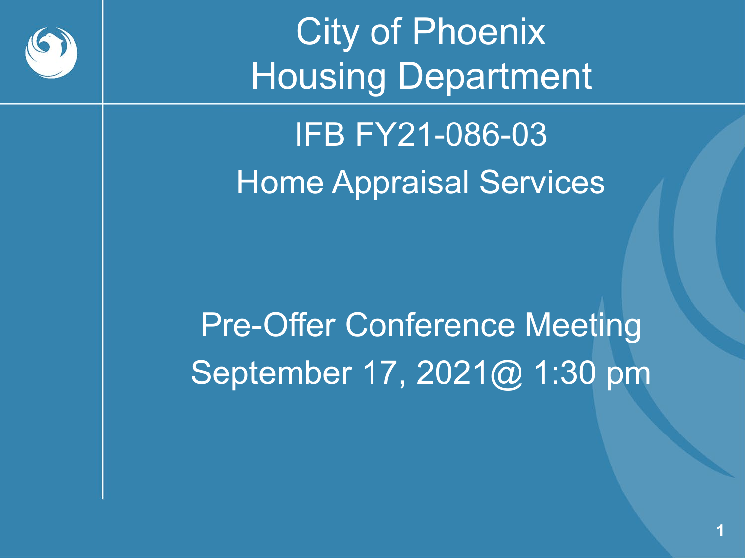# City of Phoenix Housing Department

## IFB FY21-086-03

## Home Appraisal Services

Pre-Offer Conference Meeting

September 17, 2021@ 1:30 pm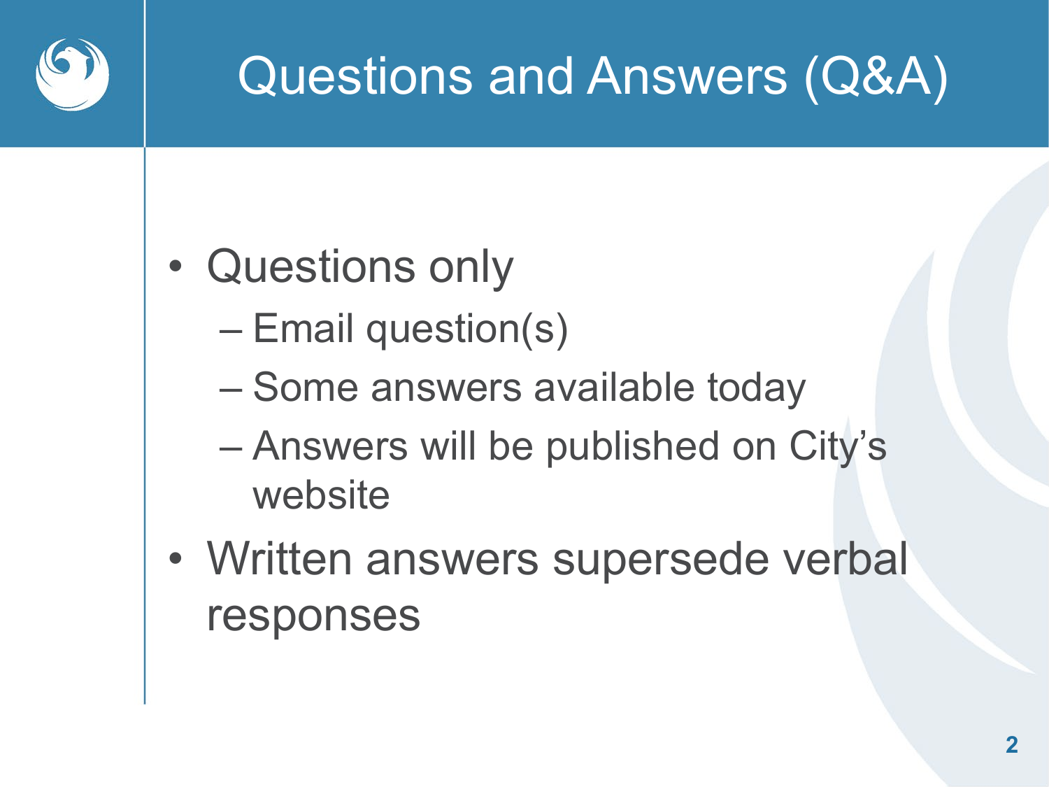# Questions and Answers (Q&A)

- Questions only
  - Email question(s)
  - Some answers available today
  - Answers will be published on City's website
- Written answers supersede verbal responses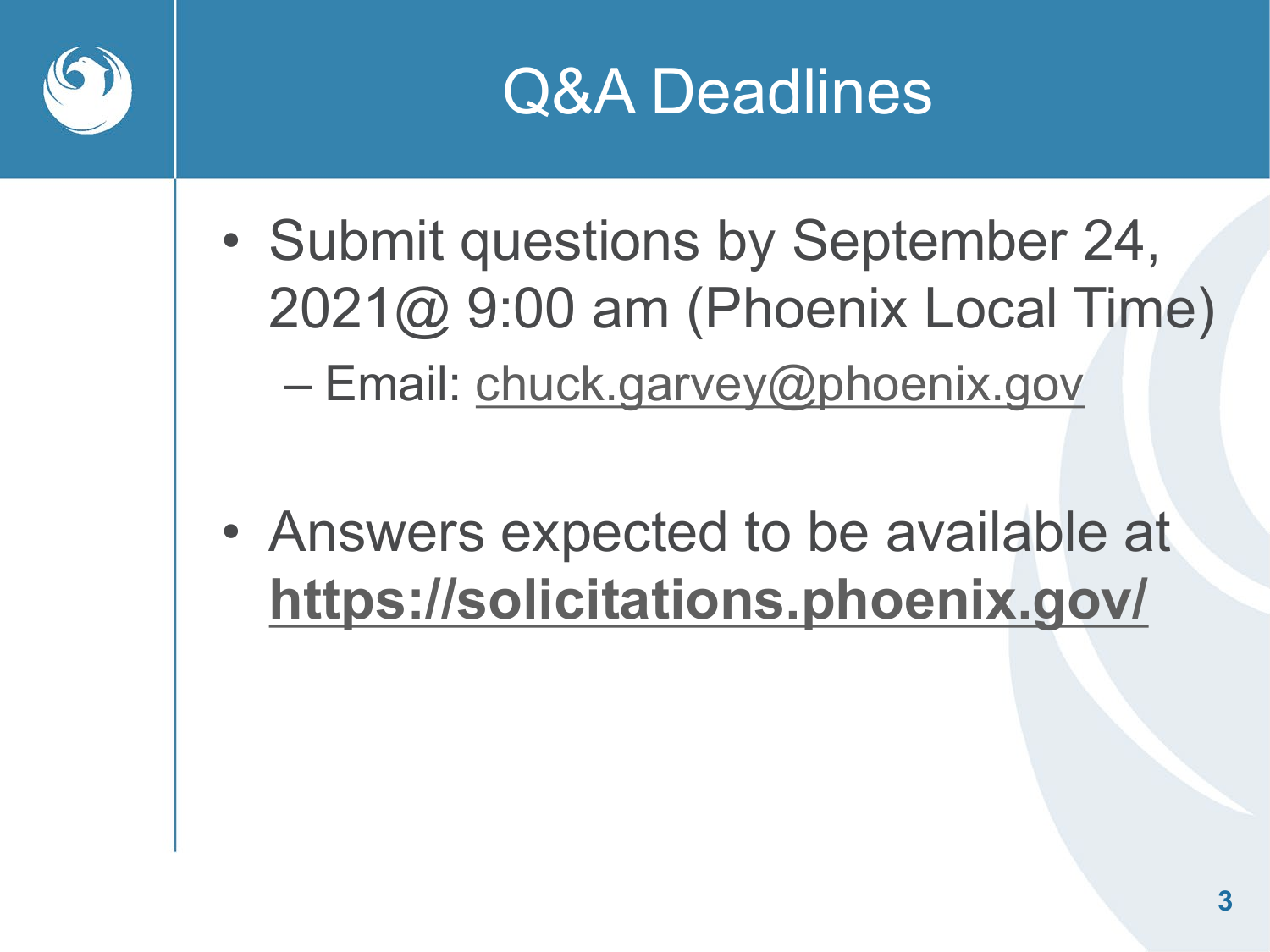# Q&A Deadlines

- Submit questions by September 24, 2021@ 9:00 am (Phoenix Local Time)
  - Email: chuck.garvey@phoenix.gov

- Answers expected to be available at **https://solicitations.phoenix.gov/**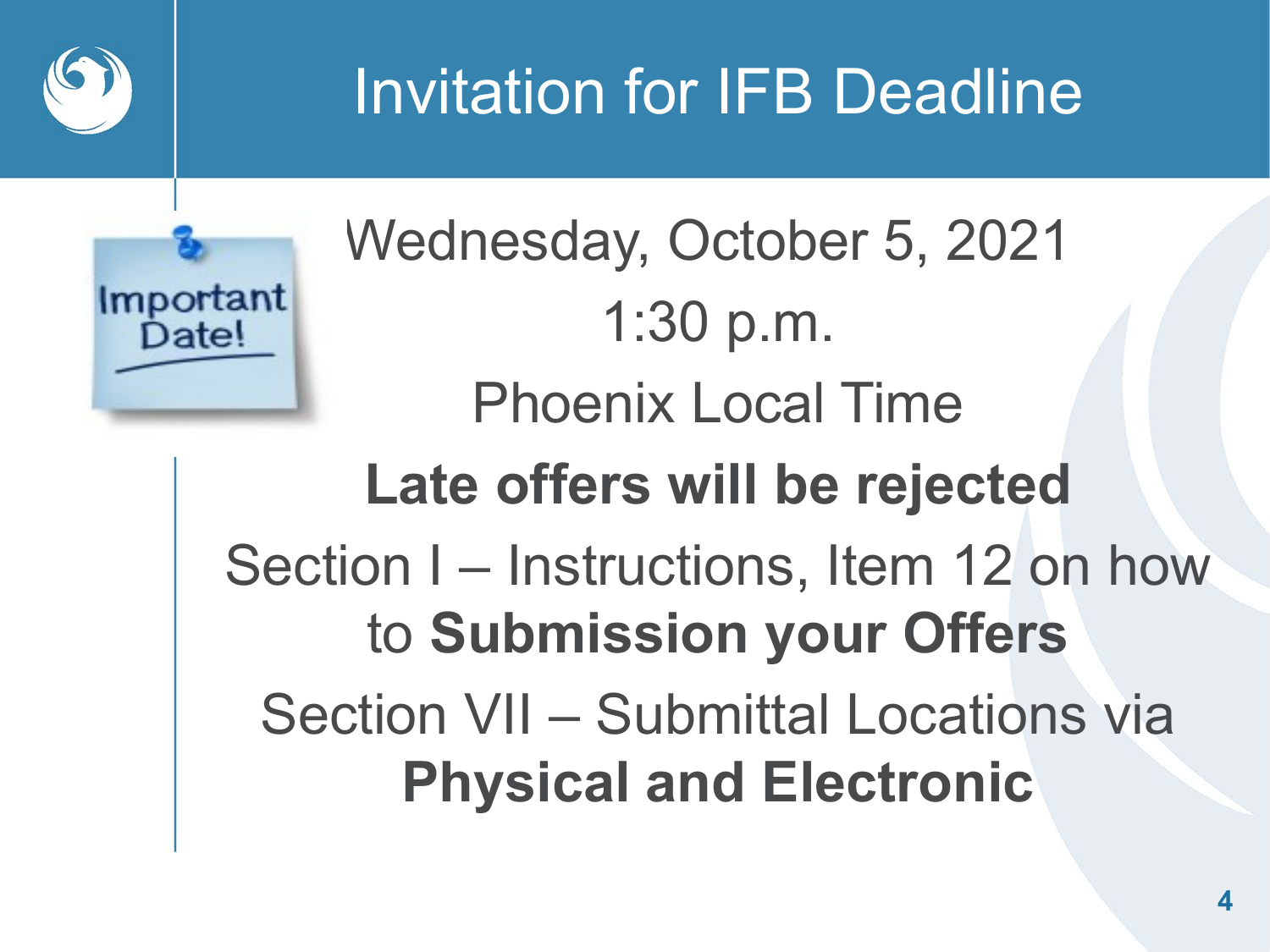# Invitation for IFB Deadline

Important Date!

Wednesday, October 5, 2021

1:30 p.m.

Phoenix Local Time

**Late offers will be rejected**

Section I – Instructions, Item 12 on how to **Submission your Offers**

Section VII – Submittal Locations via **Physical and Electronic**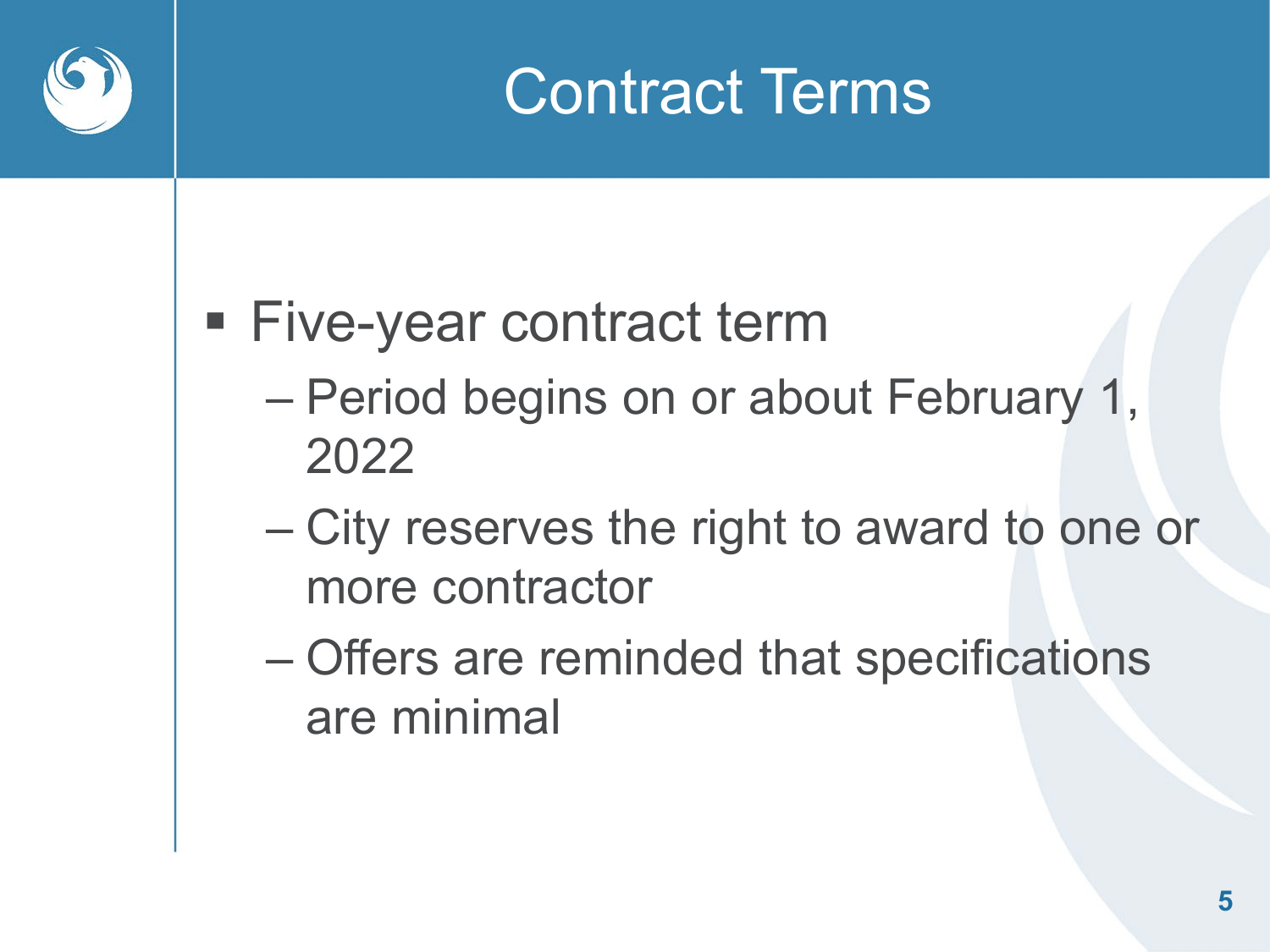# Contract Terms

- Five-year contract term
  - Period begins on or about February 1, 2022
  - City reserves the right to award to one or more contractor
  - Offers are reminded that specifications are minimal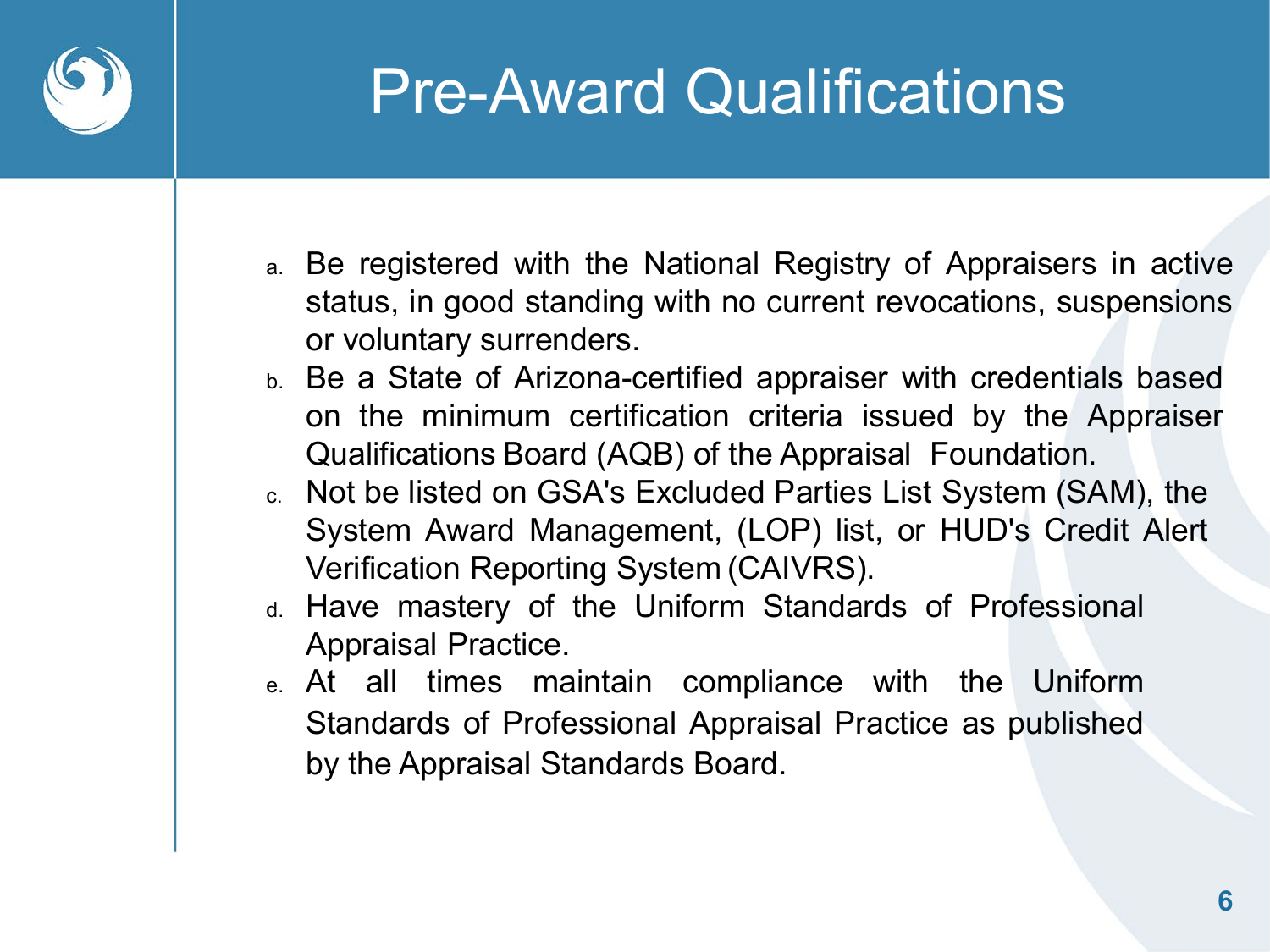# Pre-Award Qualifications

a. Be registered with the National Registry of Appraisers in active status, in good standing with no current revocations, suspensions or voluntary surrenders.
b. Be a State of Arizona-certified appraiser with credentials based on the minimum certification criteria issued by the Appraiser Qualifications Board (AQB) of the Appraisal Foundation.
c. Not be listed on GSA's Excluded Parties List System (SAM), the System Award Management, (LOP) list, or HUD's Credit Alert Verification Reporting System (CAIVRS).
d. Have mastery of the Uniform Standards of Professional Appraisal Practice.
e. At all times maintain compliance with the Uniform Standards of Professional Appraisal Practice as published by the Appraisal Standards Board.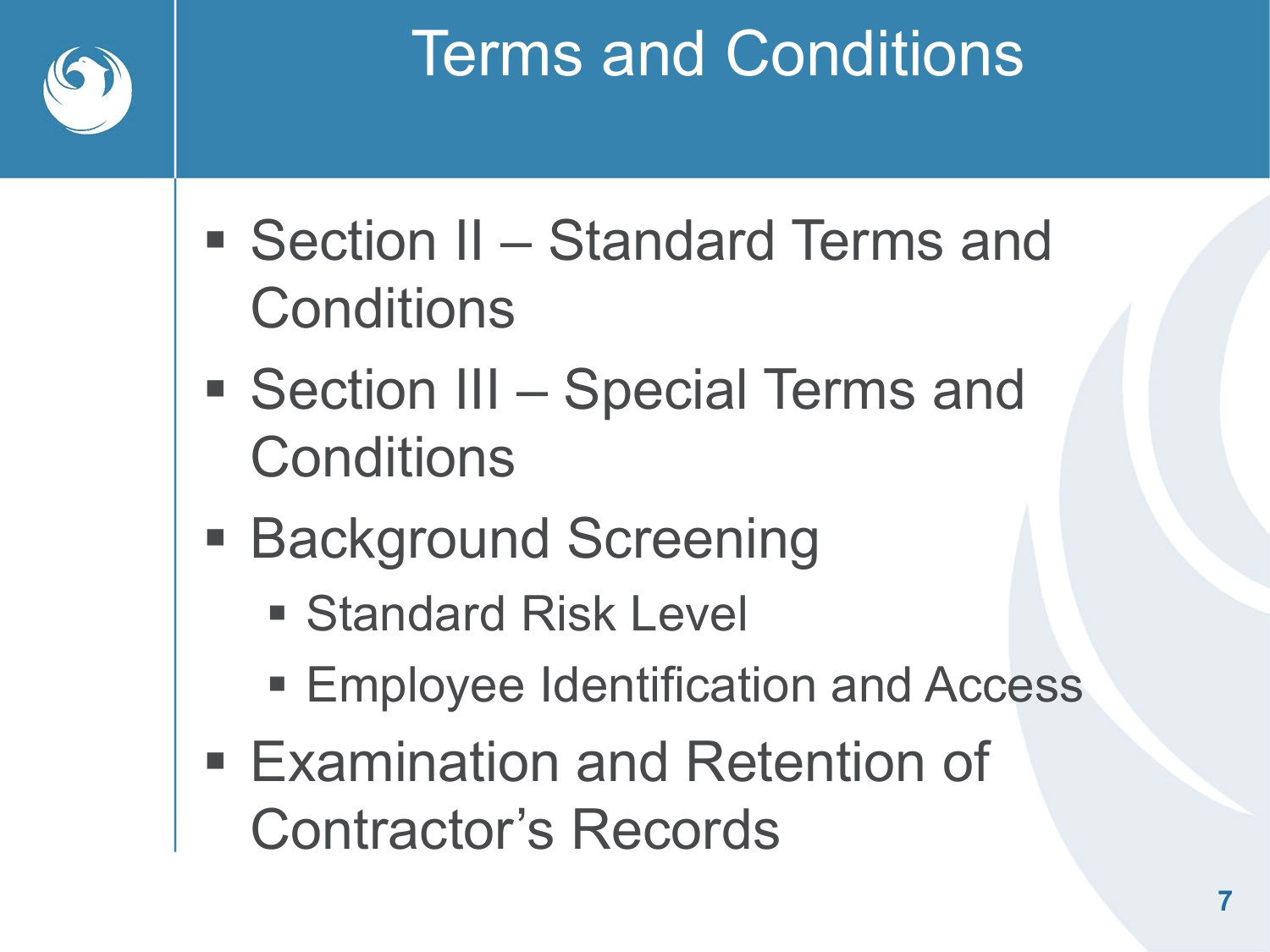# Terms and Conditions

- Section II – Standard Terms and Conditions
- Section III – Special Terms and Conditions
- Background Screening
  - Standard Risk Level
  - Employee Identification and Access
- Examination and Retention of Contractor's Records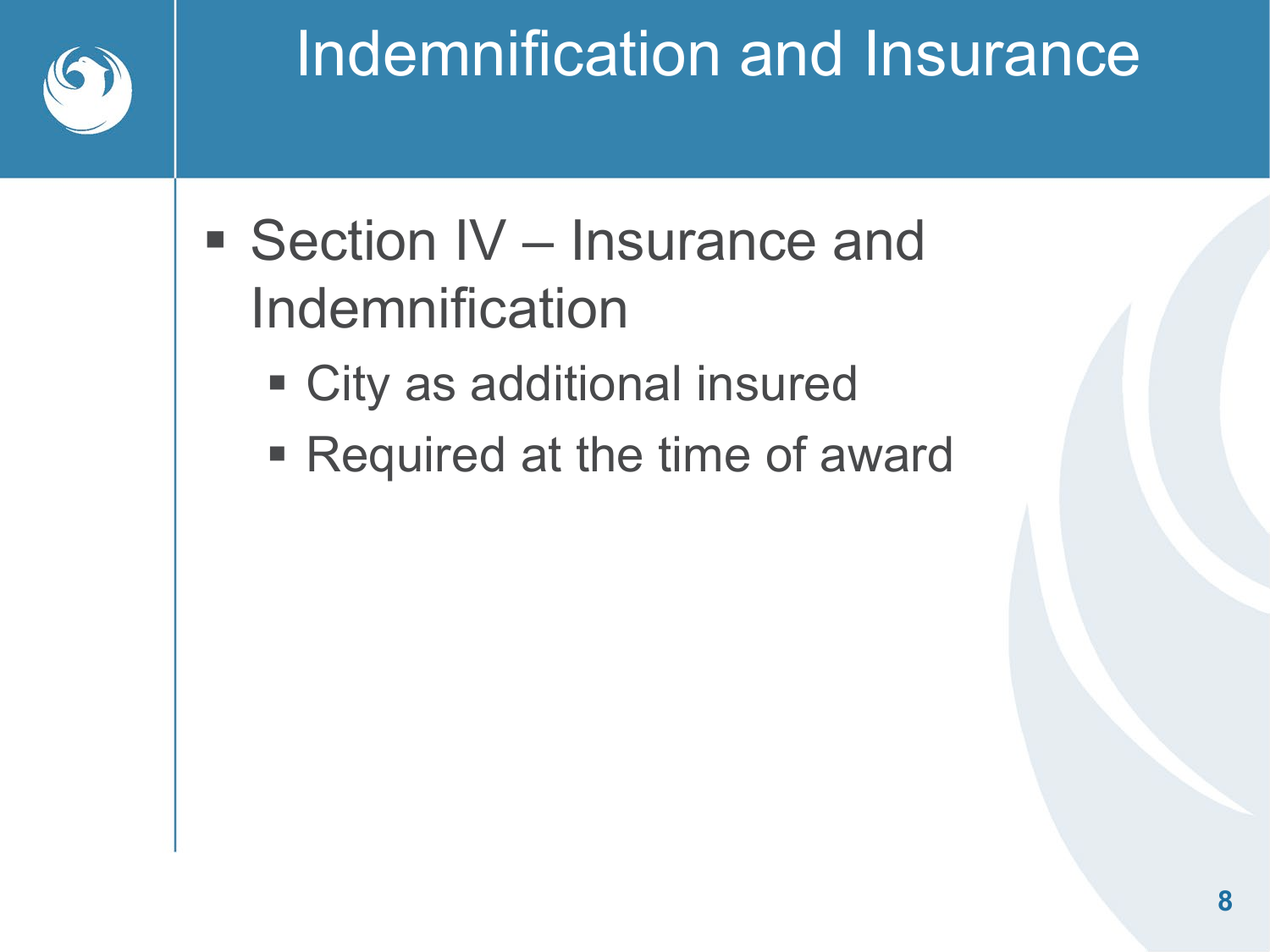# Indemnification and Insurance

- Section IV – Insurance and Indemnification
  - City as additional insured
  - Required at the time of award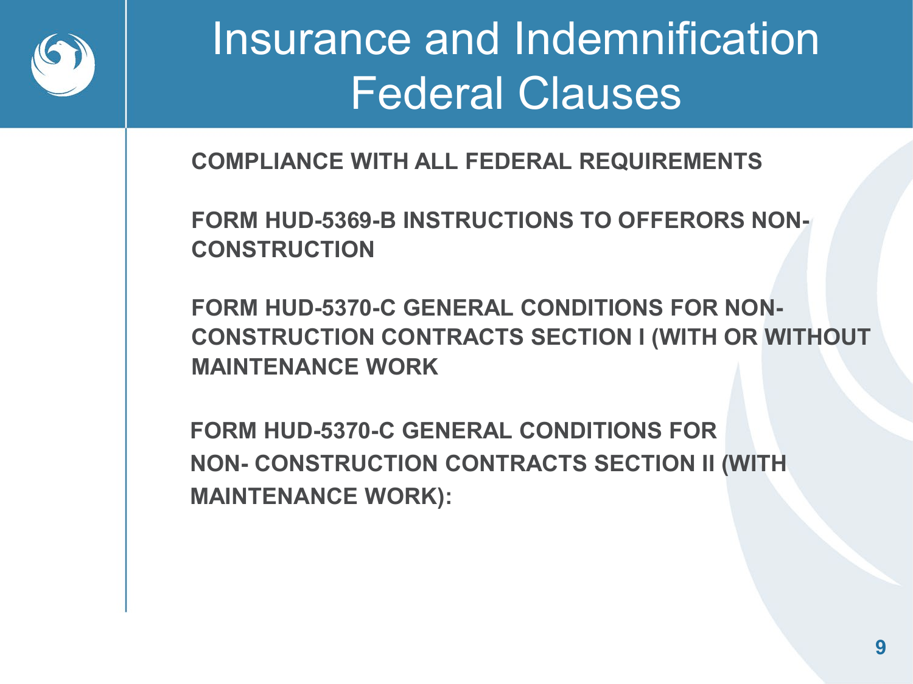# Insurance and Indemnification Federal Clauses

**COMPLIANCE WITH ALL FEDERAL REQUIREMENTS**

**FORM HUD-5369-B INSTRUCTIONS TO OFFERORS NON-CONSTRUCTION**

**FORM HUD-5370-C GENERAL CONDITIONS FOR NON-CONSTRUCTION CONTRACTS SECTION I (WITH OR WITHOUT MAINTENANCE WORK**

**FORM HUD-5370-C GENERAL CONDITIONS FOR NON- CONSTRUCTION CONTRACTS SECTION II (WITH MAINTENANCE WORK):**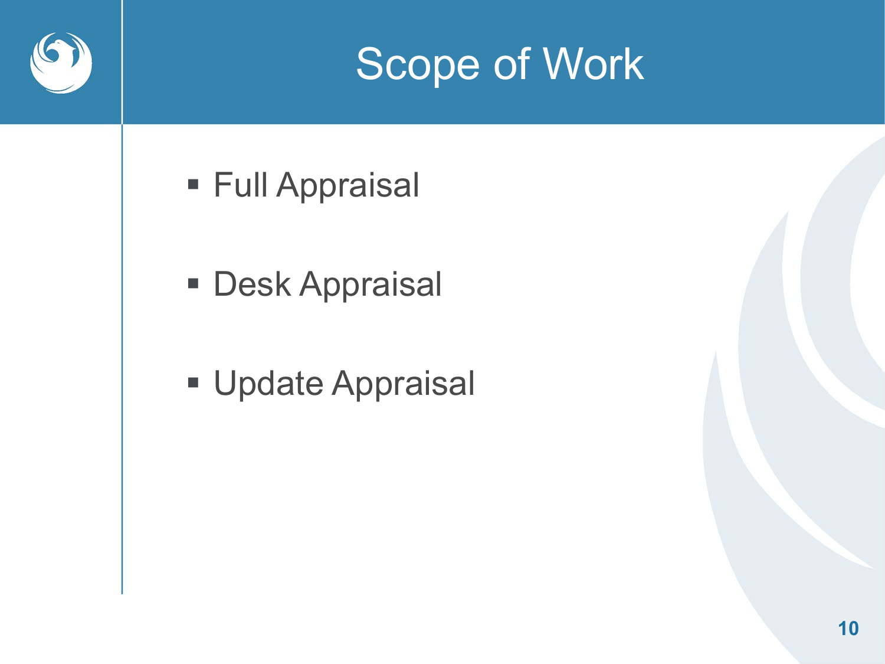# Scope of Work

- Full Appraisal
- Desk Appraisal
- Update Appraisal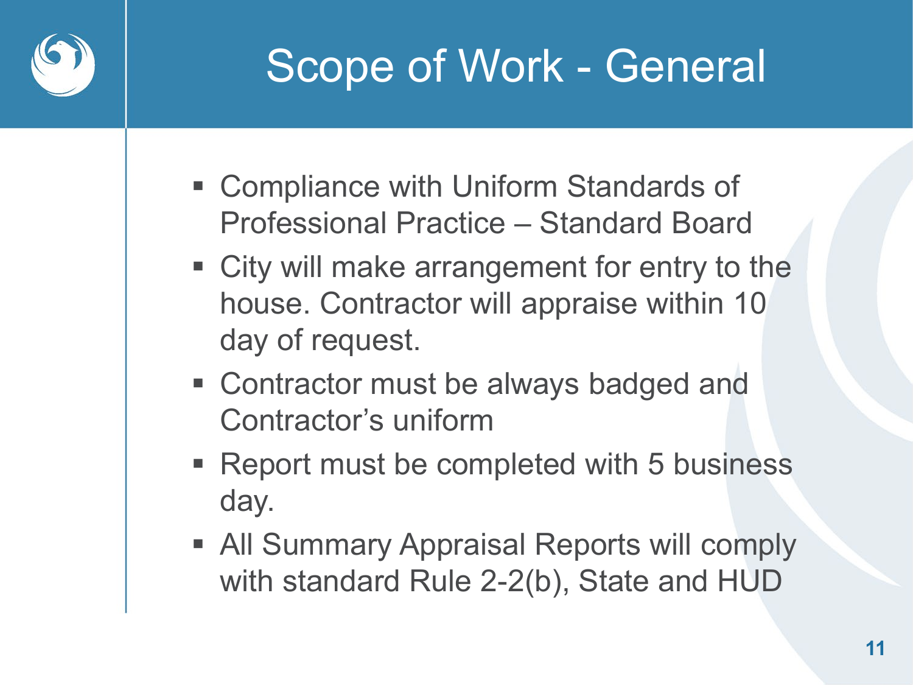# Scope of Work - General

- Compliance with Uniform Standards of Professional Practice – Standard Board
- City will make arrangement for entry to the house. Contractor will appraise within 10 day of request.
- Contractor must be always badged and Contractor's uniform
- Report must be completed with 5 business day.
- All Summary Appraisal Reports will comply with standard Rule 2-2(b), State and HUD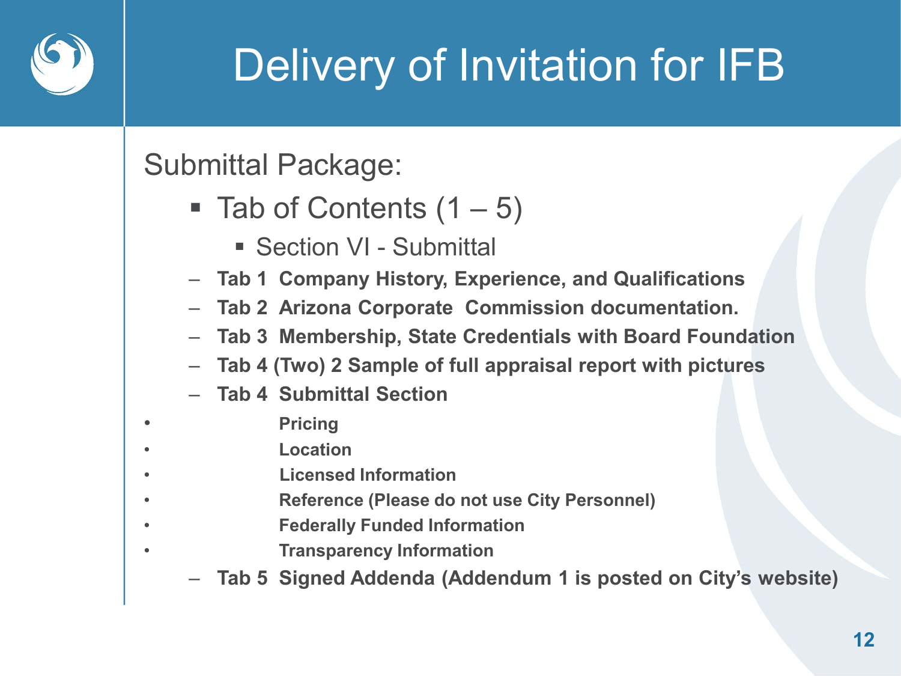# Delivery of Invitation for IFB

Submittal Package:

- Tab of Contents (1 – 5)
  - Section VI - Submittal
- **Tab 1 Company History, Experience, and Qualifications**
- **Tab 2 Arizona Corporate Commission documentation.**
- **Tab 3 Membership, State Credentials with Board Foundation**
- **Tab 4 (Two) 2 Sample of full appraisal report with pictures**
- **Tab 4 Submittal Section**
  - **Pricing**
  - **Location**
  - **Licensed Information**
  - **Reference (Please do not use City Personnel)**
  - **Federally Funded Information**
  - **Transparency Information**
- **Tab 5 Signed Addenda (Addendum 1 is posted on City's website)**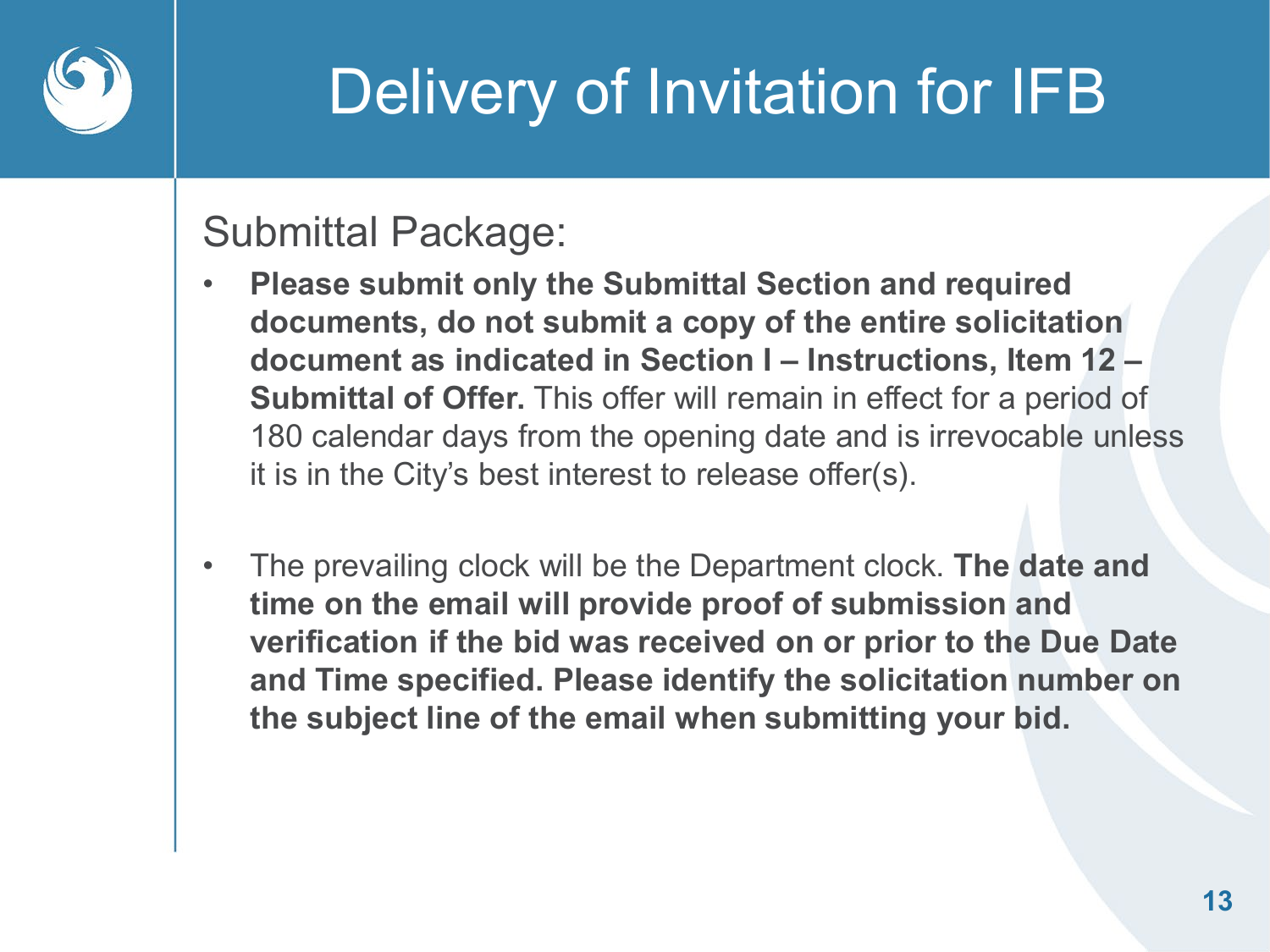# Delivery of Invitation for IFB

Submittal Package:

- **Please submit only the Submittal Section and required documents, do not submit a copy of the entire solicitation document as indicated in Section I – Instructions, Item 12 – Submittal of Offer.** This offer will remain in effect for a period of 180 calendar days from the opening date and is irrevocable unless it is in the City's best interest to release offer(s).

- The prevailing clock will be the Department clock. **The date and time on the email will provide proof of submission and verification if the bid was received on or prior to the Due Date and Time specified. Please identify the solicitation number on the subject line of the email when submitting your bid.**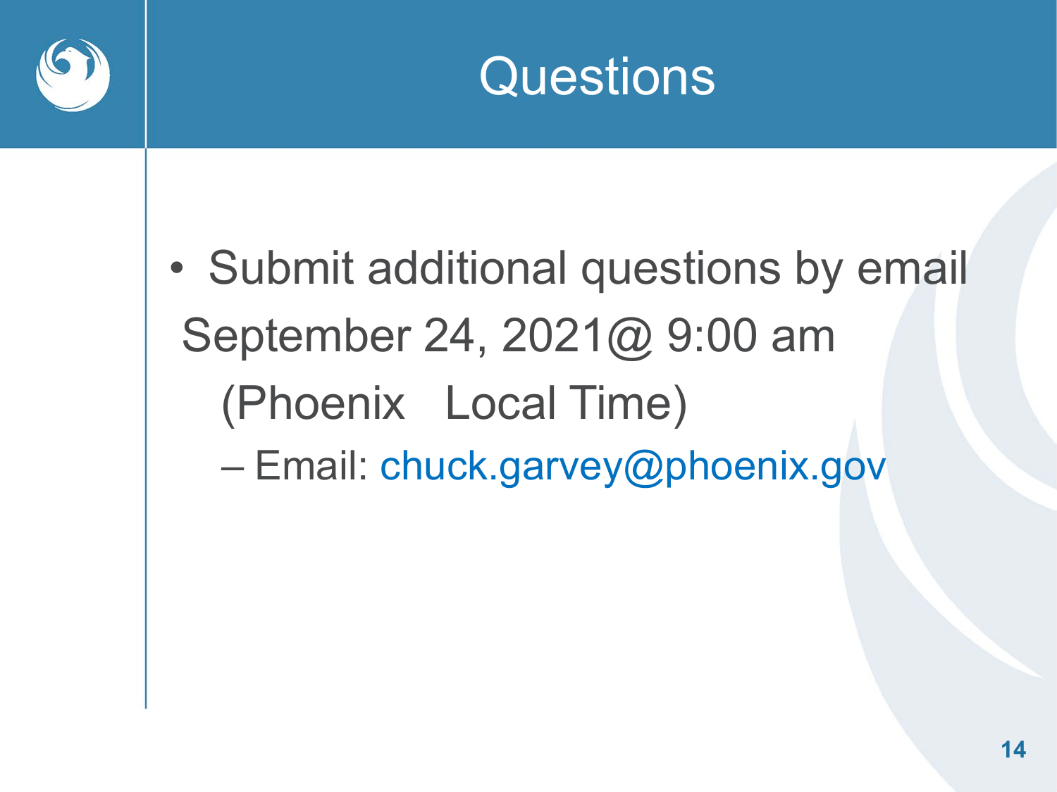# Questions

- Submit additional questions by email September 24, 2021@ 9:00 am (Phoenix Local Time)
  - Email: chuck.garvey@phoenix.gov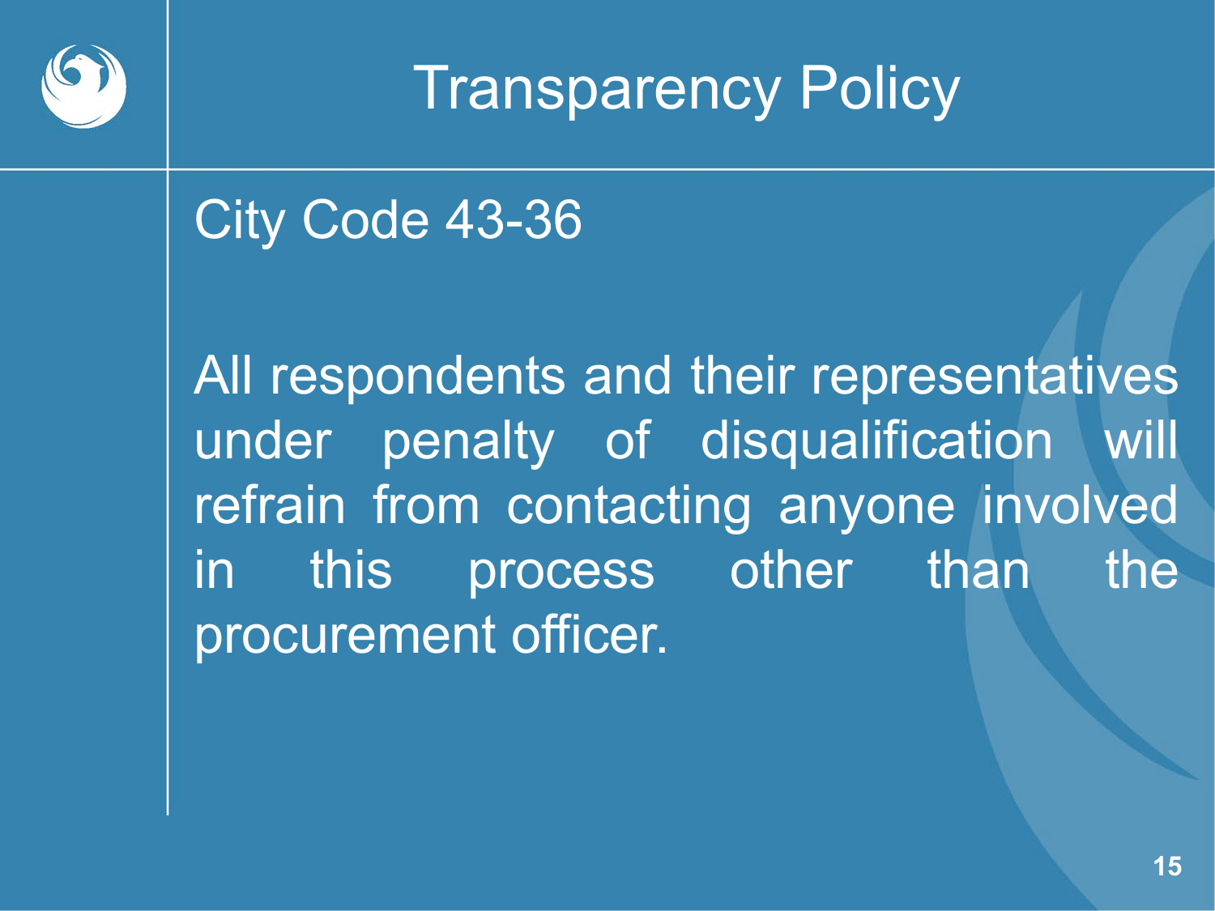# Transparency Policy

City Code 43-36

All respondents and their representatives under penalty of disqualification will refrain from contacting anyone involved in this process other than the procurement officer.